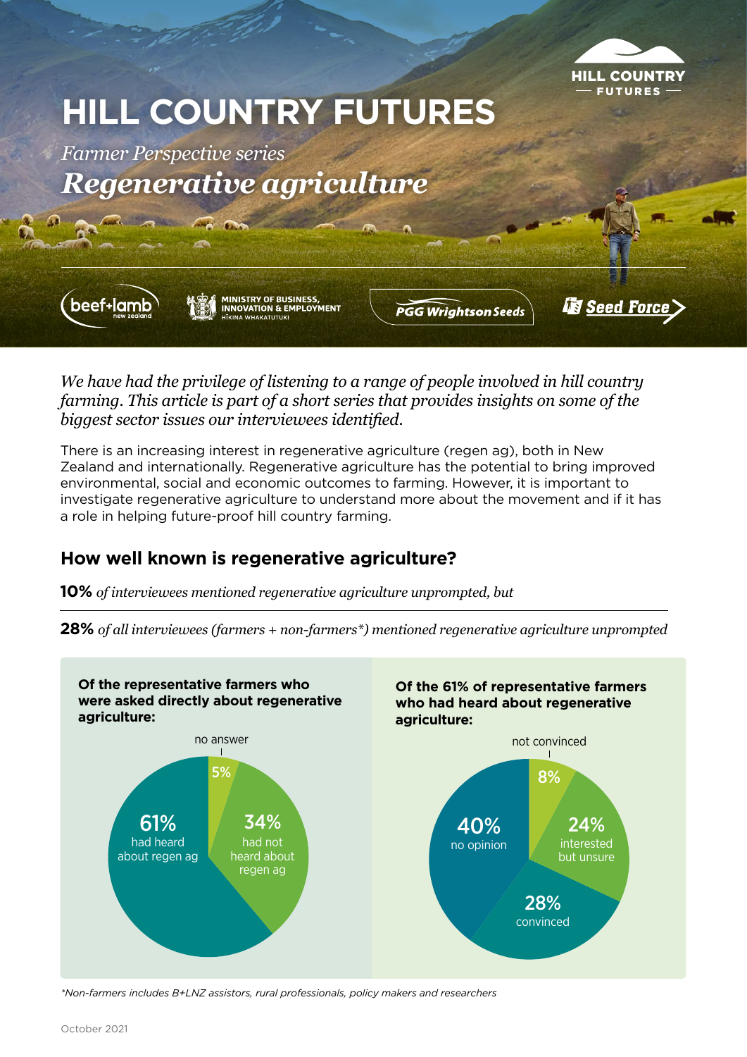# HILL COUNTRY FUTURES

*Farmer Perspective series*

## *Regenerative agriculture*

*We have had the privilege of listening to a range of people involved in hill country farming. This article is part of a short series that provides insights on some of the biggest sector issues our interviewees identified.*

There is an increasing interest in regenerative agriculture (regen ag), both in New Zealand and internationally. Regenerative agriculture has the potential to bring improved environmental, social and economic outcomes to farming. However, it is important to investigate regenerative agriculture to understand more about the movement and if it has a role in helping future-proof hill country farming.

## How well known is regenerative agriculture?

**10%** *of interviewees mentioned regenerative agriculture unprompted, but*

**28%** *of all interviewees (farmers + non-farmers\*) mentioned regenerative agriculture unprompted*

**Of the representative farmers who were asked directly about regenerative agriculture:**

- 61% had heard about regen ag
- 34% had not heard about regen ag
- 5% no answer

**Of the 61% of representative farmers who had heard about regenerative agriculture:**

- 40% no opinion
- 28% convinced
- 24% interested but unsure
- 8% not convinced

*\*Non-farmers includes B+LNZ assistors, rural professionals, policy makers and researchers*

October 2021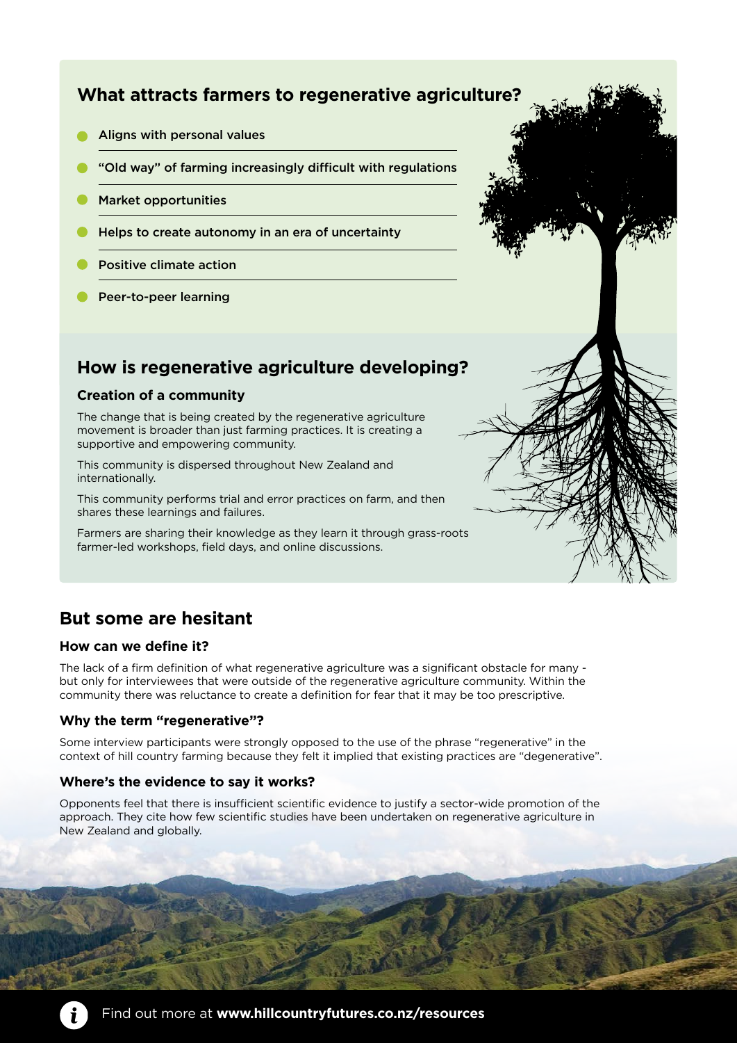## What attracts farmers to regenerative agriculture?

- Aligns with personal values
- "Old way" of farming increasingly difficult with regulations
- Market opportunities
- Helps to create autonomy in an era of uncertainty
- Positive climate action
- Peer-to-peer learning

## How is regenerative agriculture developing?

### Creation of a community

The change that is being created by the regenerative agriculture movement is broader than just farming practices. It is creating a supportive and empowering community.

This community is dispersed throughout New Zealand and internationally.

This community performs trial and error practices on farm, and then shares these learnings and failures.

Farmers are sharing their knowledge as they learn it through grass-roots farmer-led workshops, field days, and online discussions.

## But some are hesitant

### How can we define it?

The lack of a firm definition of what regenerative agriculture was a significant obstacle for many - but only for interviewees that were outside of the regenerative agriculture community. Within the community there was reluctance to create a definition for fear that it may be too prescriptive.

### Why the term "regenerative"?

Some interview participants were strongly opposed to the use of the phrase "regenerative" in the context of hill country farming because they felt it implied that existing practices are "degenerative".

### Where's the evidence to say it works?

Opponents feel that there is insufficient scientific evidence to justify a sector-wide promotion of the approach. They cite how few scientific studies have been undertaken on regenerative agriculture in New Zealand and globally.

Find out more at **www.hillcountryfutures.co.nz/resources**